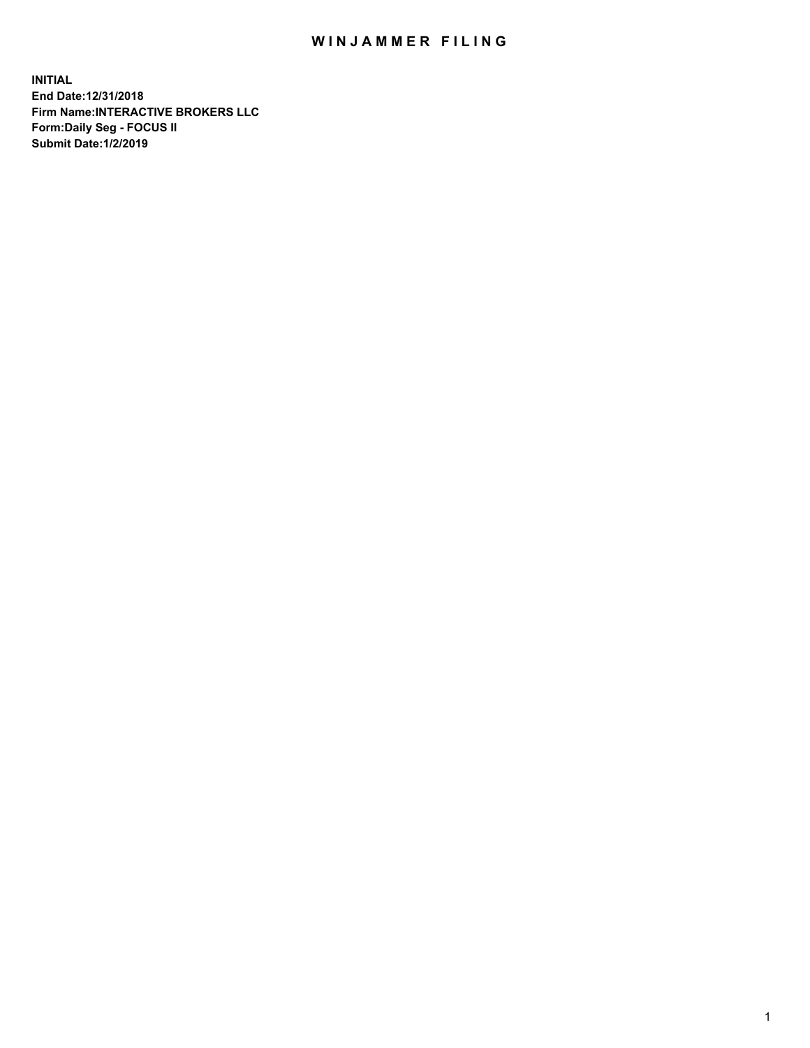# WINJAMMER FILING

**INITIAL**
**End Date:12/31/2018**
**Firm Name:INTERACTIVE BROKERS LLC**
**Form:Daily Seg - FOCUS II**
**Submit Date:1/2/2019**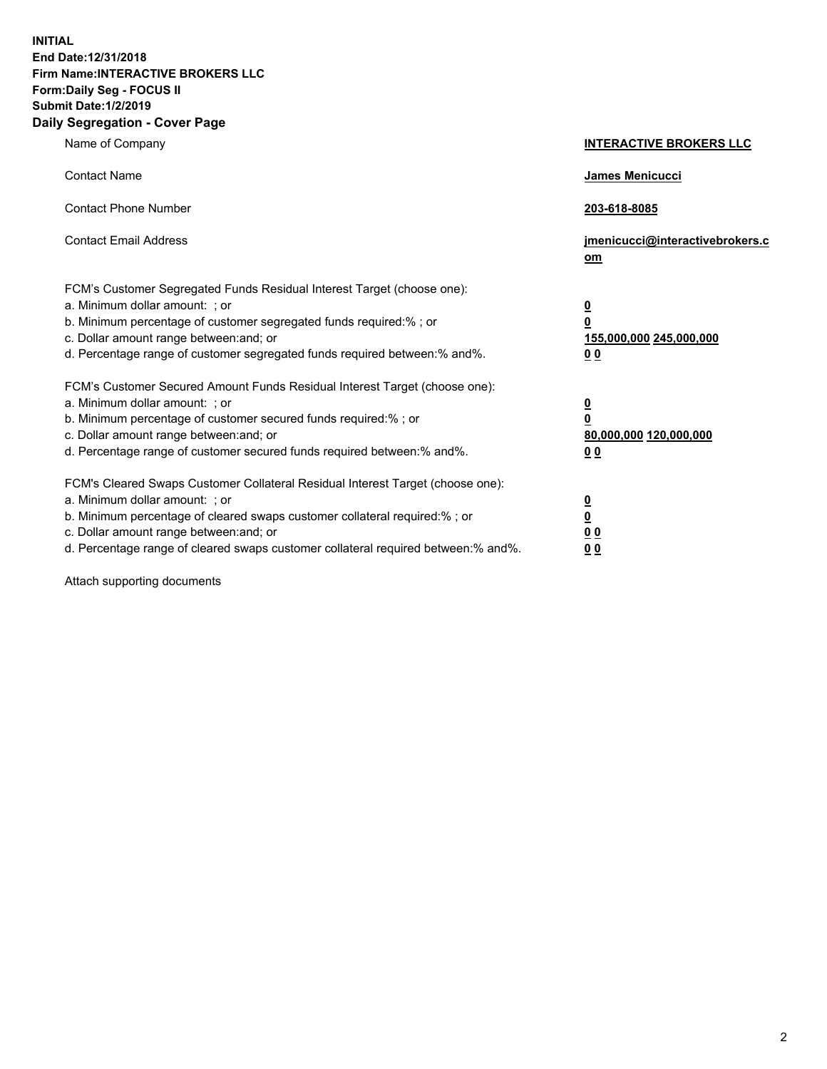**INITIAL**
**End Date:12/31/2018**
**Firm Name:INTERACTIVE BROKERS LLC**
**Form:Daily Seg - FOCUS II**
**Submit Date:1/2/2019**

## Daily Segregation - Cover Page

| | |
|---|---|
| Name of Company | **INTERACTIVE BROKERS LLC** |
| Contact Name | **James Menicucci** |
| Contact Phone Number | **203-618-8085** |
| Contact Email Address | **jmenicucci@interactivebrokers.com** |

FCM's Customer Segregated Funds Residual Interest Target (choose one):

| | |
|---|---|
| a. Minimum dollar amount: ; or | **0** |
| b. Minimum percentage of customer segregated funds required:% ; or | **0** |
| c. Dollar amount range between:and; or | **155,000,000 245,000,000** |
| d. Percentage range of customer segregated funds required between:% and%. | **0 0** |

FCM's Customer Secured Amount Funds Residual Interest Target (choose one):

| | |
|---|---|
| a. Minimum dollar amount: ; or | **0** |
| b. Minimum percentage of customer secured funds required:% ; or | **0** |
| c. Dollar amount range between:and; or | **80,000,000 120,000,000** |
| d. Percentage range of customer secured funds required between:% and%. | **0 0** |

FCM's Cleared Swaps Customer Collateral Residual Interest Target (choose one):

| | |
|---|---|
| a. Minimum dollar amount: ; or | **0** |
| b. Minimum percentage of cleared swaps customer collateral required:% ; or | **0** |
| c. Dollar amount range between:and; or | **0 0** |
| d. Percentage range of cleared swaps customer collateral required between:% and%. | **0 0** |

Attach supporting documents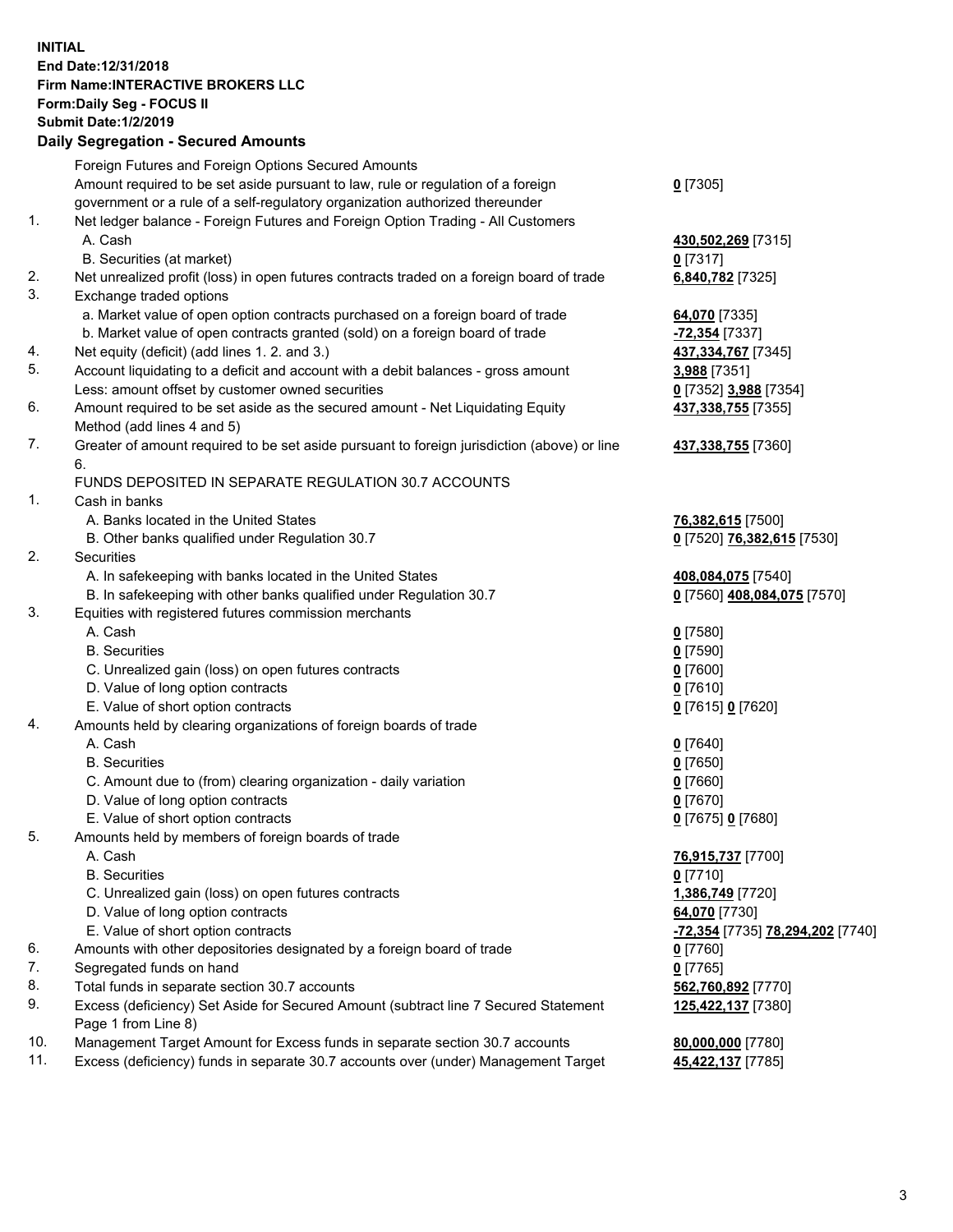**INITIAL**
**End Date:12/31/2018**
**Firm Name:INTERACTIVE BROKERS LLC**
**Form:Daily Seg - FOCUS II**
**Submit Date:1/2/2019**

**Daily Segregation - Secured Amounts**

| | | |
|---|---|---|
| | Foreign Futures and Foreign Options Secured Amounts | |
| | Amount required to be set aside pursuant to law, rule or regulation of a foreign government or a rule of a self-regulatory organization authorized thereunder | **0** [7305] |
| 1. | Net ledger balance - Foreign Futures and Foreign Option Trading - All Customers | |
| | A. Cash | **430,502,269** [7315] |
| | B. Securities (at market) | **0** [7317] |
| 2. | Net unrealized profit (loss) in open futures contracts traded on a foreign board of trade | **6,840,782** [7325] |
| 3. | Exchange traded options | |
| | a. Market value of open option contracts purchased on a foreign board of trade | **64,070** [7335] |
| | b. Market value of open contracts granted (sold) on a foreign board of trade | **-72,354** [7337] |
| 4. | Net equity (deficit) (add lines 1. 2. and 3.) | **437,334,767** [7345] |
| 5. | Account liquidating to a deficit and account with a debit balances - gross amount | **3,988** [7351] |
| | Less: amount offset by customer owned securities | **0** [7352] **3,988** [7354] |
| 6. | Amount required to be set aside as the secured amount - Net Liquidating Equity Method (add lines 4 and 5) | **437,338,755** [7355] |
| 7. | Greater of amount required to be set aside pursuant to foreign jurisdiction (above) or line 6. | **437,338,755** [7360] |
| | FUNDS DEPOSITED IN SEPARATE REGULATION 30.7 ACCOUNTS | |
| 1. | Cash in banks | |
| | A. Banks located in the United States | **76,382,615** [7500] |
| | B. Other banks qualified under Regulation 30.7 | **0** [7520] **76,382,615** [7530] |
| 2. | Securities | |
| | A. In safekeeping with banks located in the United States | **408,084,075** [7540] |
| | B. In safekeeping with other banks qualified under Regulation 30.7 | **0** [7560] **408,084,075** [7570] |
| 3. | Equities with registered futures commission merchants | |
| | A. Cash | **0** [7580] |
| | B. Securities | **0** [7590] |
| | C. Unrealized gain (loss) on open futures contracts | **0** [7600] |
| | D. Value of long option contracts | **0** [7610] |
| | E. Value of short option contracts | **0** [7615] **0** [7620] |
| 4. | Amounts held by clearing organizations of foreign boards of trade | |
| | A. Cash | **0** [7640] |
| | B. Securities | **0** [7650] |
| | C. Amount due to (from) clearing organization - daily variation | **0** [7660] |
| | D. Value of long option contracts | **0** [7670] |
| | E. Value of short option contracts | **0** [7675] **0** [7680] |
| 5. | Amounts held by members of foreign boards of trade | |
| | A. Cash | **76,915,737** [7700] |
| | B. Securities | **0** [7710] |
| | C. Unrealized gain (loss) on open futures contracts | **1,386,749** [7720] |
| | D. Value of long option contracts | **64,070** [7730] |
| | E. Value of short option contracts | **-72,354** [7735] **78,294,202** [7740] |
| 6. | Amounts with other depositories designated by a foreign board of trade | **0** [7760] |
| 7. | Segregated funds on hand | **0** [7765] |
| 8. | Total funds in separate section 30.7 accounts | **562,760,892** [7770] |
| 9. | Excess (deficiency) Set Aside for Secured Amount (subtract line 7 Secured Statement Page 1 from Line 8) | **125,422,137** [7380] |
| 10. | Management Target Amount for Excess funds in separate section 30.7 accounts | **80,000,000** [7780] |
| 11. | Excess (deficiency) funds in separate 30.7 accounts over (under) Management Target | **45,422,137** [7785] |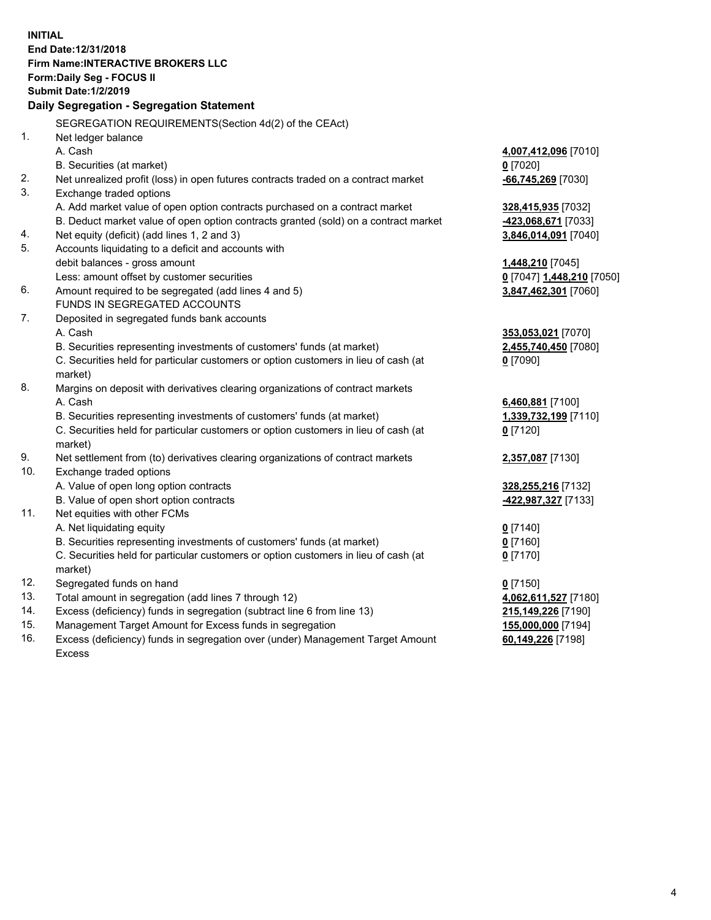**INITIAL**
**End Date:12/31/2018**
**Firm Name:INTERACTIVE BROKERS LLC**
**Form:Daily Seg - FOCUS II**
**Submit Date:1/2/2019**
**Daily Segregation - Segregation Statement**

SEGREGATION REQUIREMENTS(Section 4d(2) of the CEAct)

| | | |
|---|---|---|
| 1. | Net ledger balance | |
| | A. Cash | **4,007,412,096** [7010] |
| | B. Securities (at market) | **0** [7020] |
| 2. | Net unrealized profit (loss) in open futures contracts traded on a contract market | **-66,745,269** [7030] |
| 3. | Exchange traded options | |
| | A. Add market value of open option contracts purchased on a contract market | **328,415,935** [7032] |
| | B. Deduct market value of open option contracts granted (sold) on a contract market | **-423,068,671** [7033] |
| 4. | Net equity (deficit) (add lines 1, 2 and 3) | **3,846,014,091** [7040] |
| 5. | Accounts liquidating to a deficit and accounts with | |
| | debit balances - gross amount | **1,448,210** [7045] |
| | Less: amount offset by customer securities | **0** [7047] **1,448,210** [7050] |
| 6. | Amount required to be segregated (add lines 4 and 5) | **3,847,462,301** [7060] |
| | FUNDS IN SEGREGATED ACCOUNTS | |
| 7. | Deposited in segregated funds bank accounts | |
| | A. Cash | **353,053,021** [7070] |
| | B. Securities representing investments of customers' funds (at market) | **2,455,740,450** [7080] |
| | C. Securities held for particular customers or option customers in lieu of cash (at market) | **0** [7090] |
| 8. | Margins on deposit with derivatives clearing organizations of contract markets | |
| | A. Cash | **6,460,881** [7100] |
| | B. Securities representing investments of customers' funds (at market) | **1,339,732,199** [7110] |
| | C. Securities held for particular customers or option customers in lieu of cash (at market) | **0** [7120] |
| 9. | Net settlement from (to) derivatives clearing organizations of contract markets | **2,357,087** [7130] |
| 10. | Exchange traded options | |
| | A. Value of open long option contracts | **328,255,216** [7132] |
| | B. Value of open short option contracts | **-422,987,327** [7133] |
| 11. | Net equities with other FCMs | |
| | A. Net liquidating equity | **0** [7140] |
| | B. Securities representing investments of customers' funds (at market) | **0** [7160] |
| | C. Securities held for particular customers or option customers in lieu of cash (at market) | **0** [7170] |
| 12. | Segregated funds on hand | **0** [7150] |
| 13. | Total amount in segregation (add lines 7 through 12) | **4,062,611,527** [7180] |
| 14. | Excess (deficiency) funds in segregation (subtract line 6 from line 13) | **215,149,226** [7190] |
| 15. | Management Target Amount for Excess funds in segregation | **155,000,000** [7194] |
| 16. | Excess (deficiency) funds in segregation over (under) Management Target Amount Excess | **60,149,226** [7198] |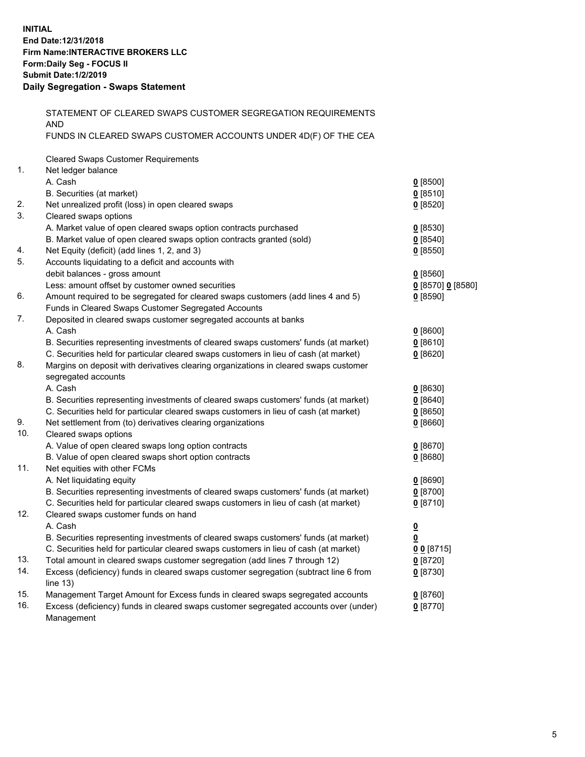**INITIAL**
**End Date:12/31/2018**
**Firm Name:INTERACTIVE BROKERS LLC**
**Form:Daily Seg - FOCUS II**
**Submit Date:1/2/2019**
**Daily Segregation - Swaps Statement**

STATEMENT OF CLEARED SWAPS CUSTOMER SEGREGATION REQUIREMENTS
AND
FUNDS IN CLEARED SWAPS CUSTOMER ACCOUNTS UNDER 4D(F) OF THE CEA

| | | |
|---|---|---|
| | Cleared Swaps Customer Requirements | |
| 1. | Net ledger balance | |
| | A. Cash | 0 [8500] |
| | B. Securities (at market) | 0 [8510] |
| 2. | Net unrealized profit (loss) in open cleared swaps | 0 [8520] |
| 3. | Cleared swaps options | |
| | A. Market value of open cleared swaps option contracts purchased | 0 [8530] |
| | B. Market value of open cleared swaps option contracts granted (sold) | 0 [8540] |
| 4. | Net Equity (deficit) (add lines 1, 2, and 3) | 0 [8550] |
| 5. | Accounts liquidating to a deficit and accounts with | |
| | debit balances - gross amount | 0 [8560] |
| | Less: amount offset by customer owned securities | 0 [8570] 0 [8580] |
| 6. | Amount required to be segregated for cleared swaps customers (add lines 4 and 5) | 0 [8590] |
| | Funds in Cleared Swaps Customer Segregated Accounts | |
| 7. | Deposited in cleared swaps customer segregated accounts at banks | |
| | A. Cash | 0 [8600] |
| | B. Securities representing investments of cleared swaps customers' funds (at market) | 0 [8610] |
| | C. Securities held for particular cleared swaps customers in lieu of cash (at market) | 0 [8620] |
| 8. | Margins on deposit with derivatives clearing organizations in cleared swaps customer segregated accounts | |
| | A. Cash | 0 [8630] |
| | B. Securities representing investments of cleared swaps customers' funds (at market) | 0 [8640] |
| | C. Securities held for particular cleared swaps customers in lieu of cash (at market) | 0 [8650] |
| 9. | Net settlement from (to) derivatives clearing organizations | 0 [8660] |
| 10. | Cleared swaps options | |
| | A. Value of open cleared swaps long option contracts | 0 [8670] |
| | B. Value of open cleared swaps short option contracts | 0 [8680] |
| 11. | Net equities with other FCMs | |
| | A. Net liquidating equity | 0 [8690] |
| | B. Securities representing investments of cleared swaps customers' funds (at market) | 0 [8700] |
| | C. Securities held for particular cleared swaps customers in lieu of cash (at market) | 0 [8710] |
| 12. | Cleared swaps customer funds on hand | |
| | A. Cash | 0 |
| | B. Securities representing investments of cleared swaps customers' funds (at market) | 0 |
| | C. Securities held for particular cleared swaps customers in lieu of cash (at market) | 0 0 [8715] |
| 13. | Total amount in cleared swaps customer segregation (add lines 7 through 12) | 0 [8720] |
| 14. | Excess (deficiency) funds in cleared swaps customer segregation (subtract line 6 from line 13) | 0 [8730] |
| 15. | Management Target Amount for Excess funds in cleared swaps segregated accounts | 0 [8760] |
| 16. | Excess (deficiency) funds in cleared swaps customer segregated accounts over (under) Management | 0 [8770] |